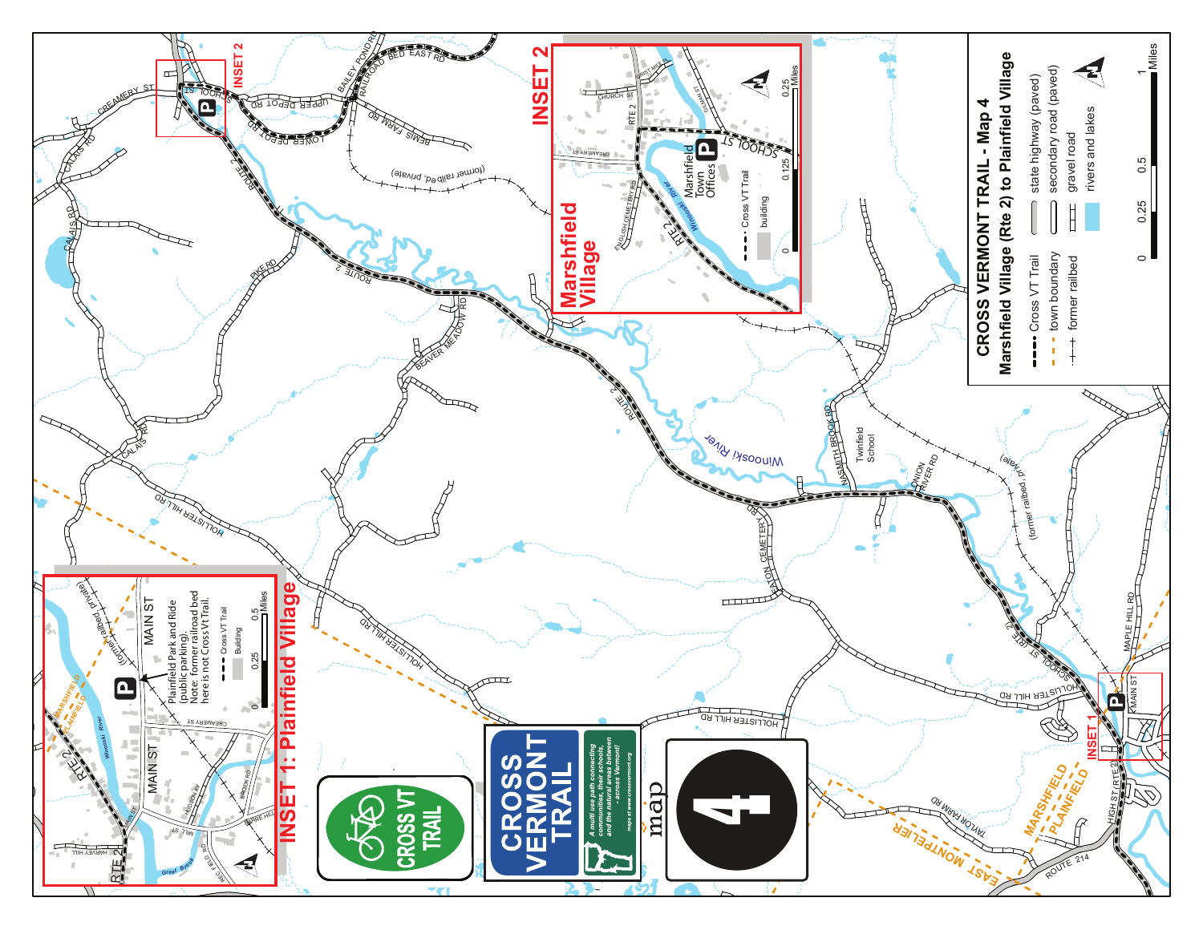# CROSS VERMONT TRAIL - Map 4

## Marshfield Village (Rte 2) to Plainfield Village

**Legend:**
- Cross VT Trail
- town boundary
- former railbed
- state highway (paved)
- secondary road (paved)
- gravel road
- rivers and lakes

0 — 0.25 — 0.5 — 1 Miles

## INSET 2

### Marshfield Village

Marshfield Town Offices

- Cross VT Trail
- building

0 — 0.125 — 0.25 Miles

## INSET 1: Plainfield Village

Plainfield Park and Ride (public parking).
Note: former railroad bed here is not Cross Vt Trail.

- Cross VT Trail
- Building

0 — 0.25 — 0.5 Miles

CROSS VT TRAIL

CROSS VERMONT TRAIL

*A multi use path connecting communities, their schools, and the natural areas between - across Vermont!*

*maps at www.crossvermont.org*

map 4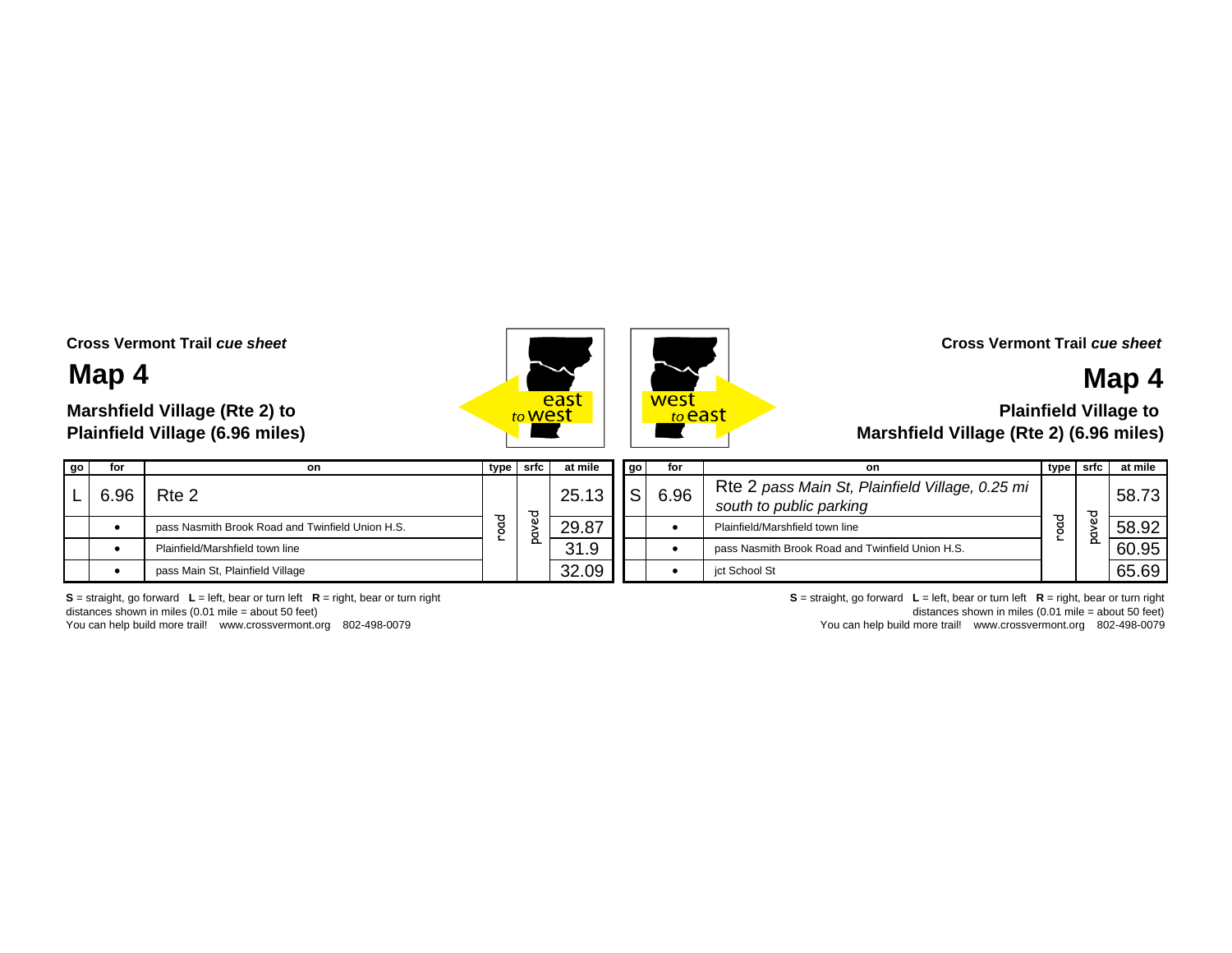**Cross Vermont Trail *cue sheet***

# Map 4

**Marshfield Village (Rte 2) to Plainfield Village (6.96 miles)**

east *to* west

| go | for | on | type | srfc | at mile |
|---|---|---|---|---|---|
| L | 6.96 | Rte 2 | road | paved | 25.13 |
| | • | pass Nasmith Brook Road and Twinfield Union H.S. | | | 29.87 |
| | • | Plainfield/Marshfield town line | | | 31.9 |
| | • | pass Main St, Plainfield Village | | | 32.09 |

**S** = straight, go forward **L** = left, bear or turn left **R** = right, bear or turn right
distances shown in miles (0.01 mile = about 50 feet)
You can help build more trail! www.crossvermont.org 802-498-0079

**Cross Vermont Trail *cue sheet***

# Map 4

**Plainfield Village to Marshfield Village (Rte 2) (6.96 miles)**

west *to* east

| go | for | on | type | srfc | at mile |
|---|---|---|---|---|---|
| S | 6.96 | Rte 2 *pass Main St, Plainfield Village, 0.25 mi south to public parking* | road | paved | 58.73 |
| | • | Plainfield/Marshfield town line | | | 58.92 |
| | • | pass Nasmith Brook Road and Twinfield Union H.S. | | | 60.95 |
| | • | jct School St | | | 65.69 |

**S** = straight, go forward **L** = left, bear or turn left **R** = right, bear or turn right
distances shown in miles (0.01 mile = about 50 feet)
You can help build more trail! www.crossvermont.org 802-498-0079